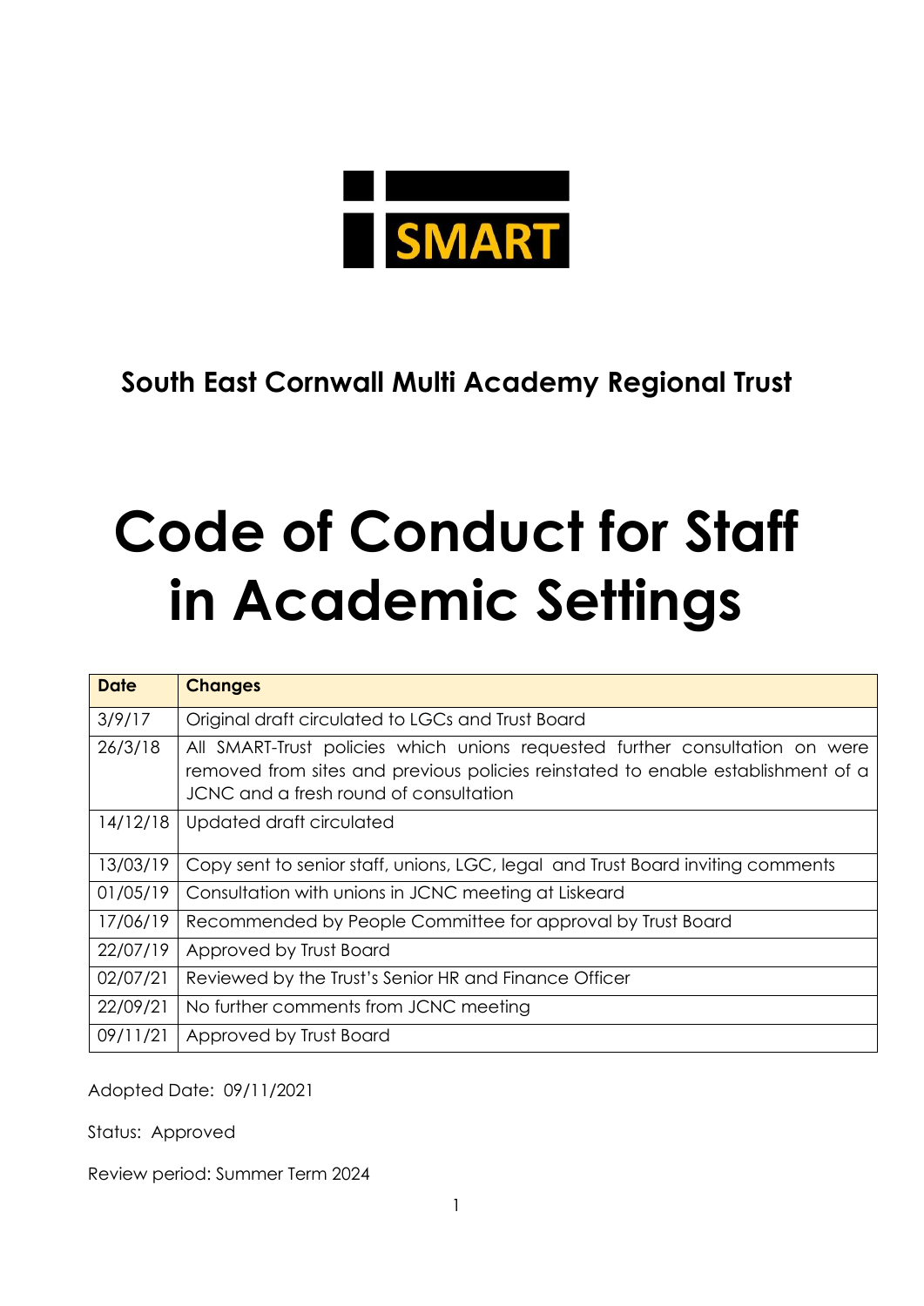SMART

**South East Cornwall Multi Academy Regional Trust**

# Code of Conduct for Staff in Academic Settings

| Date | Changes |
|---|---|
| 3/9/17 | Original draft circulated to LGCs and Trust Board |
| 26/3/18 | All SMART-Trust policies which unions requested further consultation on were removed from sites and previous policies reinstated to enable establishment of a JCNC and a fresh round of consultation |
| 14/12/18 | Updated draft circulated |
| 13/03/19 | Copy sent to senior staff, unions, LGC, legal and Trust Board inviting comments |
| 01/05/19 | Consultation with unions in JCNC meeting at Liskeard |
| 17/06/19 | Recommended by People Committee for approval by Trust Board |
| 22/07/19 | Approved by Trust Board |
| 02/07/21 | Reviewed by the Trust's Senior HR and Finance Officer |
| 22/09/21 | No further comments from JCNC meeting |
| 09/11/21 | Approved by Trust Board |

Adopted Date: 09/11/2021

Status: Approved

Review period: Summer Term 2024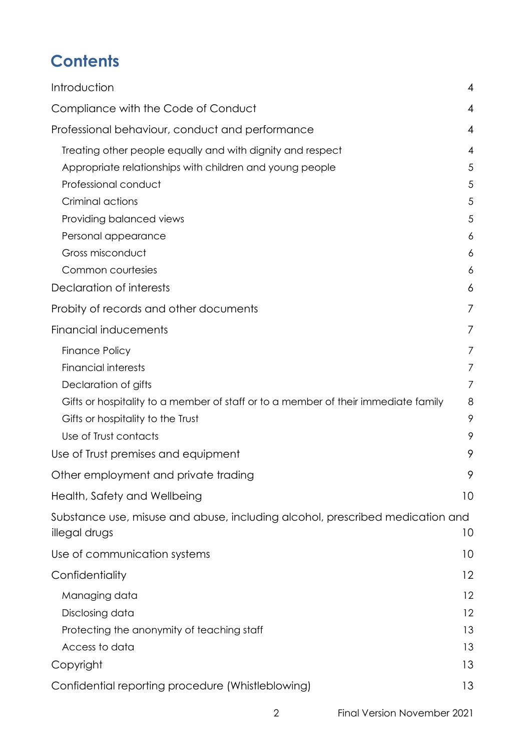# Contents

| | |
|---|---|
| Introduction | 4 |
| Compliance with the Code of Conduct | 4 |
| Professional behaviour, conduct and performance | 4 |
| Treating other people equally and with dignity and respect | 4 |
| Appropriate relationships with children and young people | 5 |
| Professional conduct | 5 |
| Criminal actions | 5 |
| Providing balanced views | 5 |
| Personal appearance | 6 |
| Gross misconduct | 6 |
| Common courtesies | 6 |
| Declaration of interests | 6 |
| Probity of records and other documents | 7 |
| Financial inducements | 7 |
| Finance Policy | 7 |
| Financial interests | 7 |
| Declaration of gifts | 7 |
| Gifts or hospitality to a member of staff or to a member of their immediate family | 8 |
| Gifts or hospitality to the Trust | 9 |
| Use of Trust contacts | 9 |
| Use of Trust premises and equipment | 9 |
| Other employment and private trading | 9 |
| Health, Safety and Wellbeing | 10 |
| Substance use, misuse and abuse, including alcohol, prescribed medication and illegal drugs | 10 |
| Use of communication systems | 10 |
| Confidentiality | 12 |
| Managing data | 12 |
| Disclosing data | 12 |
| Protecting the anonymity of teaching staff | 13 |
| Access to data | 13 |
| Copyright | 13 |
| Confidential reporting procedure (Whistleblowing) | 13 |

Final Version November 2021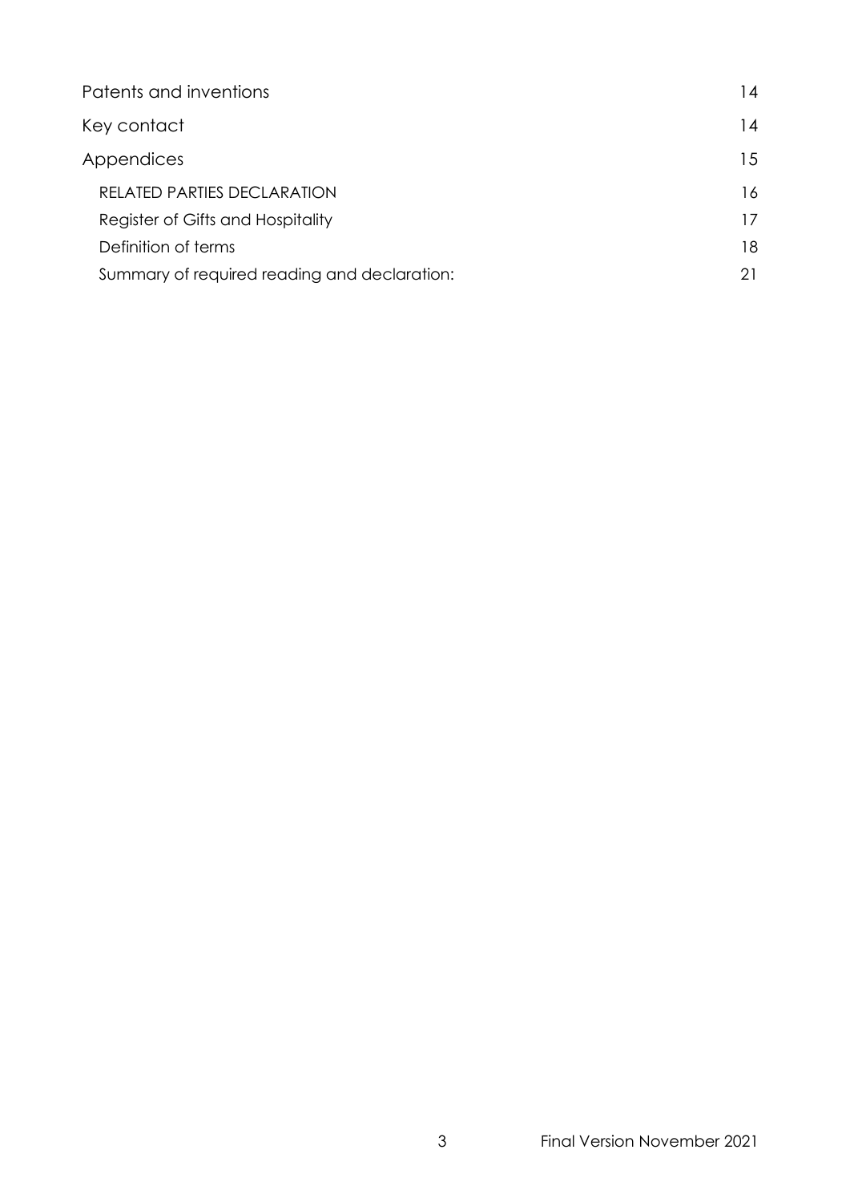Patents and inventions 14

Key contact 14

Appendices 15

- RELATED PARTIES DECLARATION 16
- Register of Gifts and Hospitality 17
- Definition of terms 18
- Summary of required reading and declaration: 21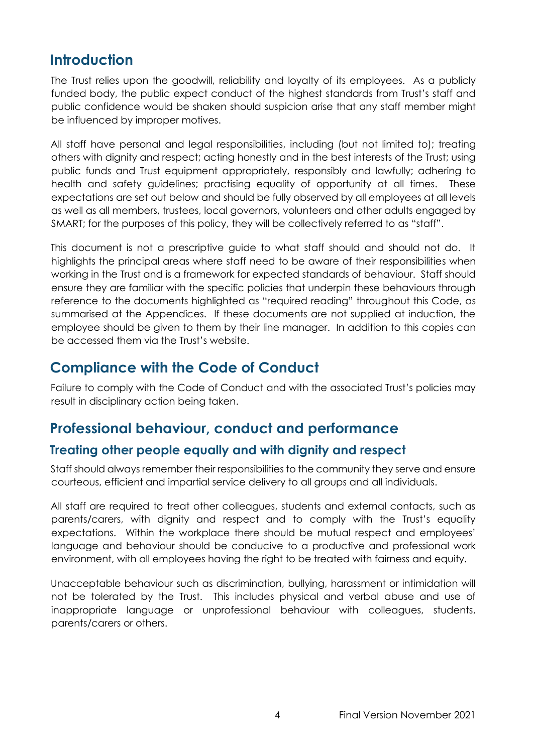## Introduction

The Trust relies upon the goodwill, reliability and loyalty of its employees. As a publicly funded body, the public expect conduct of the highest standards from Trust's staff and public confidence would be shaken should suspicion arise that any staff member might be influenced by improper motives.

All staff have personal and legal responsibilities, including (but not limited to); treating others with dignity and respect; acting honestly and in the best interests of the Trust; using public funds and Trust equipment appropriately, responsibly and lawfully; adhering to health and safety guidelines; practising equality of opportunity at all times. These expectations are set out below and should be fully observed by all employees at all levels as well as all members, trustees, local governors, volunteers and other adults engaged by SMART; for the purposes of this policy, they will be collectively referred to as "staff".

This document is not a prescriptive guide to what staff should and should not do. It highlights the principal areas where staff need to be aware of their responsibilities when working in the Trust and is a framework for expected standards of behaviour. Staff should ensure they are familiar with the specific policies that underpin these behaviours through reference to the documents highlighted as "required reading" throughout this Code, as summarised at the Appendices. If these documents are not supplied at induction, the employee should be given to them by their line manager. In addition to this copies can be accessed them via the Trust's website.

## Compliance with the Code of Conduct

Failure to comply with the Code of Conduct and with the associated Trust's policies may result in disciplinary action being taken.

## Professional behaviour, conduct and performance

### Treating other people equally and with dignity and respect

Staff should always remember their responsibilities to the community they serve and ensure courteous, efficient and impartial service delivery to all groups and all individuals.

All staff are required to treat other colleagues, students and external contacts, such as parents/carers, with dignity and respect and to comply with the Trust's equality expectations. Within the workplace there should be mutual respect and employees' language and behaviour should be conducive to a productive and professional work environment, with all employees having the right to be treated with fairness and equity.

Unacceptable behaviour such as discrimination, bullying, harassment or intimidation will not be tolerated by the Trust. This includes physical and verbal abuse and use of inappropriate language or unprofessional behaviour with colleagues, students, parents/carers or others.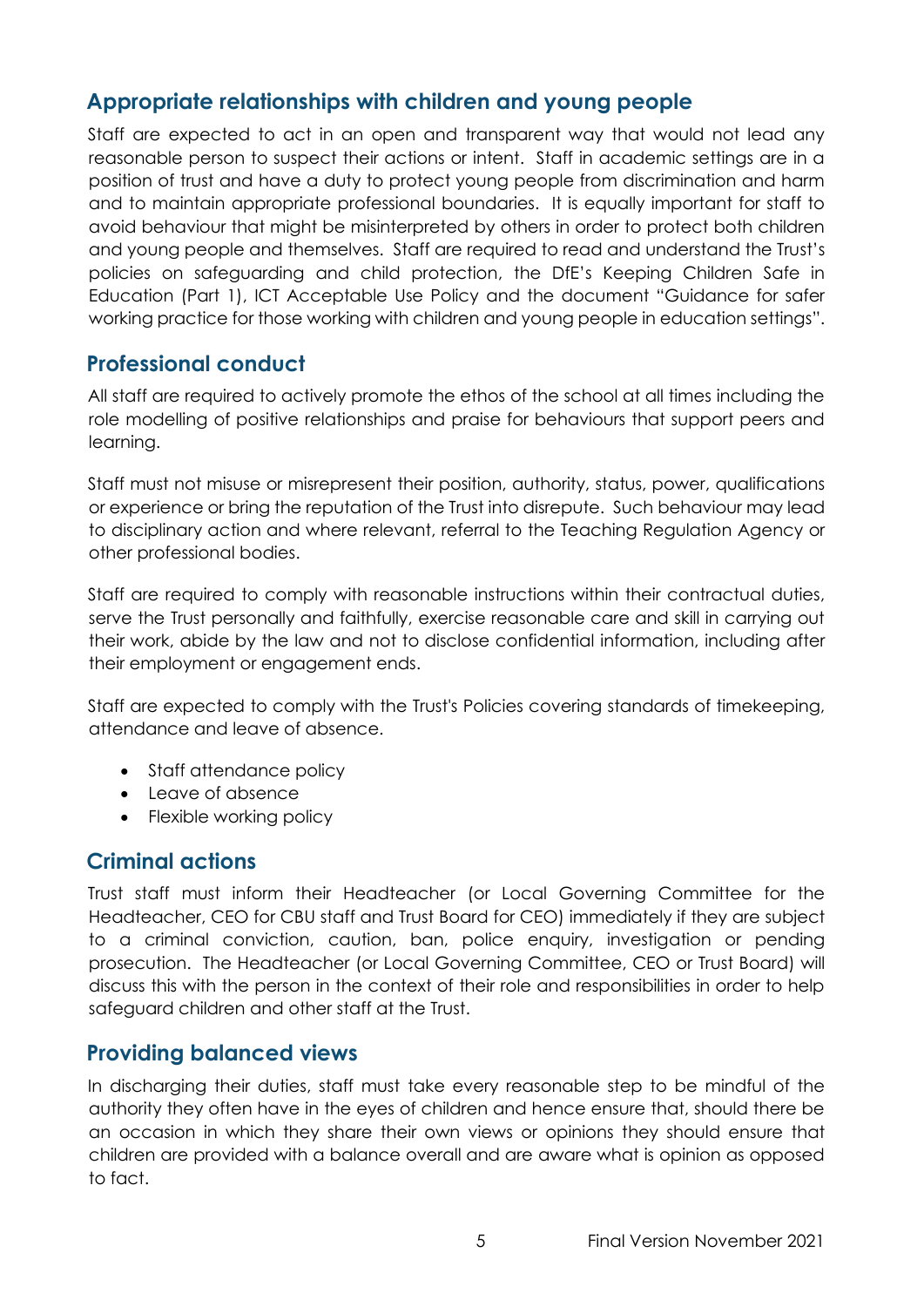## Appropriate relationships with children and young people

Staff are expected to act in an open and transparent way that would not lead any reasonable person to suspect their actions or intent. Staff in academic settings are in a position of trust and have a duty to protect young people from discrimination and harm and to maintain appropriate professional boundaries. It is equally important for staff to avoid behaviour that might be misinterpreted by others in order to protect both children and young people and themselves. Staff are required to read and understand the Trust's policies on safeguarding and child protection, the DfE's Keeping Children Safe in Education (Part 1), ICT Acceptable Use Policy and the document "Guidance for safer working practice for those working with children and young people in education settings".

## Professional conduct

All staff are required to actively promote the ethos of the school at all times including the role modelling of positive relationships and praise for behaviours that support peers and learning.

Staff must not misuse or misrepresent their position, authority, status, power, qualifications or experience or bring the reputation of the Trust into disrepute. Such behaviour may lead to disciplinary action and where relevant, referral to the Teaching Regulation Agency or other professional bodies.

Staff are required to comply with reasonable instructions within their contractual duties, serve the Trust personally and faithfully, exercise reasonable care and skill in carrying out their work, abide by the law and not to disclose confidential information, including after their employment or engagement ends.

Staff are expected to comply with the Trust's Policies covering standards of timekeeping, attendance and leave of absence.

- Staff attendance policy
- Leave of absence
- Flexible working policy

## Criminal actions

Trust staff must inform their Headteacher (or Local Governing Committee for the Headteacher, CEO for CBU staff and Trust Board for CEO) immediately if they are subject to a criminal conviction, caution, ban, police enquiry, investigation or pending prosecution. The Headteacher (or Local Governing Committee, CEO or Trust Board) will discuss this with the person in the context of their role and responsibilities in order to help safeguard children and other staff at the Trust.

## Providing balanced views

In discharging their duties, staff must take every reasonable step to be mindful of the authority they often have in the eyes of children and hence ensure that, should there be an occasion in which they share their own views or opinions they should ensure that children are provided with a balance overall and are aware what is opinion as opposed to fact.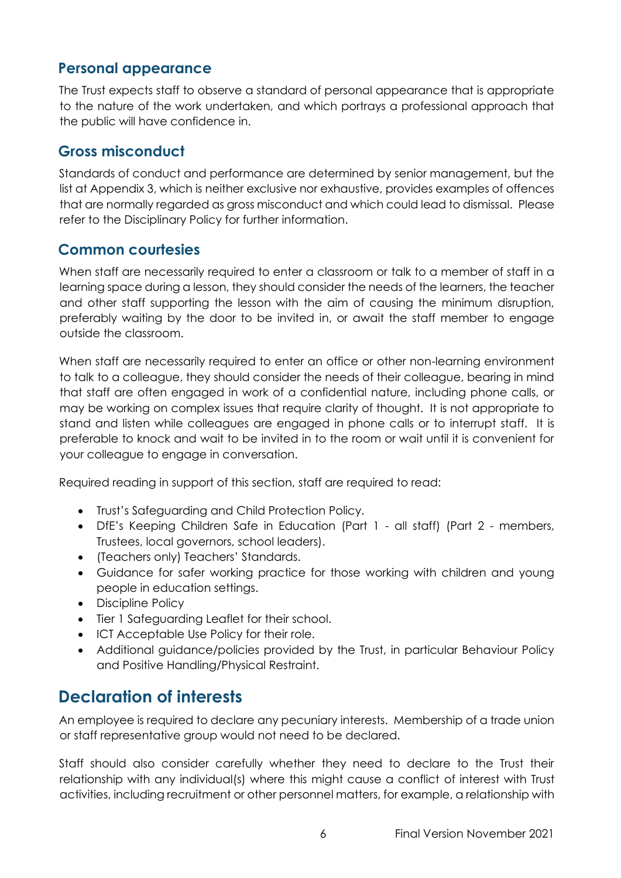### Personal appearance

The Trust expects staff to observe a standard of personal appearance that is appropriate to the nature of the work undertaken, and which portrays a professional approach that the public will have confidence in.

### Gross misconduct

Standards of conduct and performance are determined by senior management, but the list at Appendix 3, which is neither exclusive nor exhaustive, provides examples of offences that are normally regarded as gross misconduct and which could lead to dismissal. Please refer to the Disciplinary Policy for further information.

### Common courtesies

When staff are necessarily required to enter a classroom or talk to a member of staff in a learning space during a lesson, they should consider the needs of the learners, the teacher and other staff supporting the lesson with the aim of causing the minimum disruption, preferably waiting by the door to be invited in, or await the staff member to engage outside the classroom.

When staff are necessarily required to enter an office or other non-learning environment to talk to a colleague, they should consider the needs of their colleague, bearing in mind that staff are often engaged in work of a confidential nature, including phone calls, or may be working on complex issues that require clarity of thought. It is not appropriate to stand and listen while colleagues are engaged in phone calls or to interrupt staff. It is preferable to knock and wait to be invited in to the room or wait until it is convenient for your colleague to engage in conversation.

Required reading in support of this section, staff are required to read:

- Trust's Safeguarding and Child Protection Policy.
- DfE's Keeping Children Safe in Education (Part 1 - all staff) (Part 2 - members, Trustees, local governors, school leaders).
- (Teachers only) Teachers' Standards.
- Guidance for safer working practice for those working with children and young people in education settings.
- Discipline Policy
- Tier 1 Safeguarding Leaflet for their school.
- ICT Acceptable Use Policy for their role.
- Additional guidance/policies provided by the Trust, in particular Behaviour Policy and Positive Handling/Physical Restraint.

## Declaration of interests

An employee is required to declare any pecuniary interests. Membership of a trade union or staff representative group would not need to be declared.

Staff should also consider carefully whether they need to declare to the Trust their relationship with any individual(s) where this might cause a conflict of interest with Trust activities, including recruitment or other personnel matters, for example, a relationship with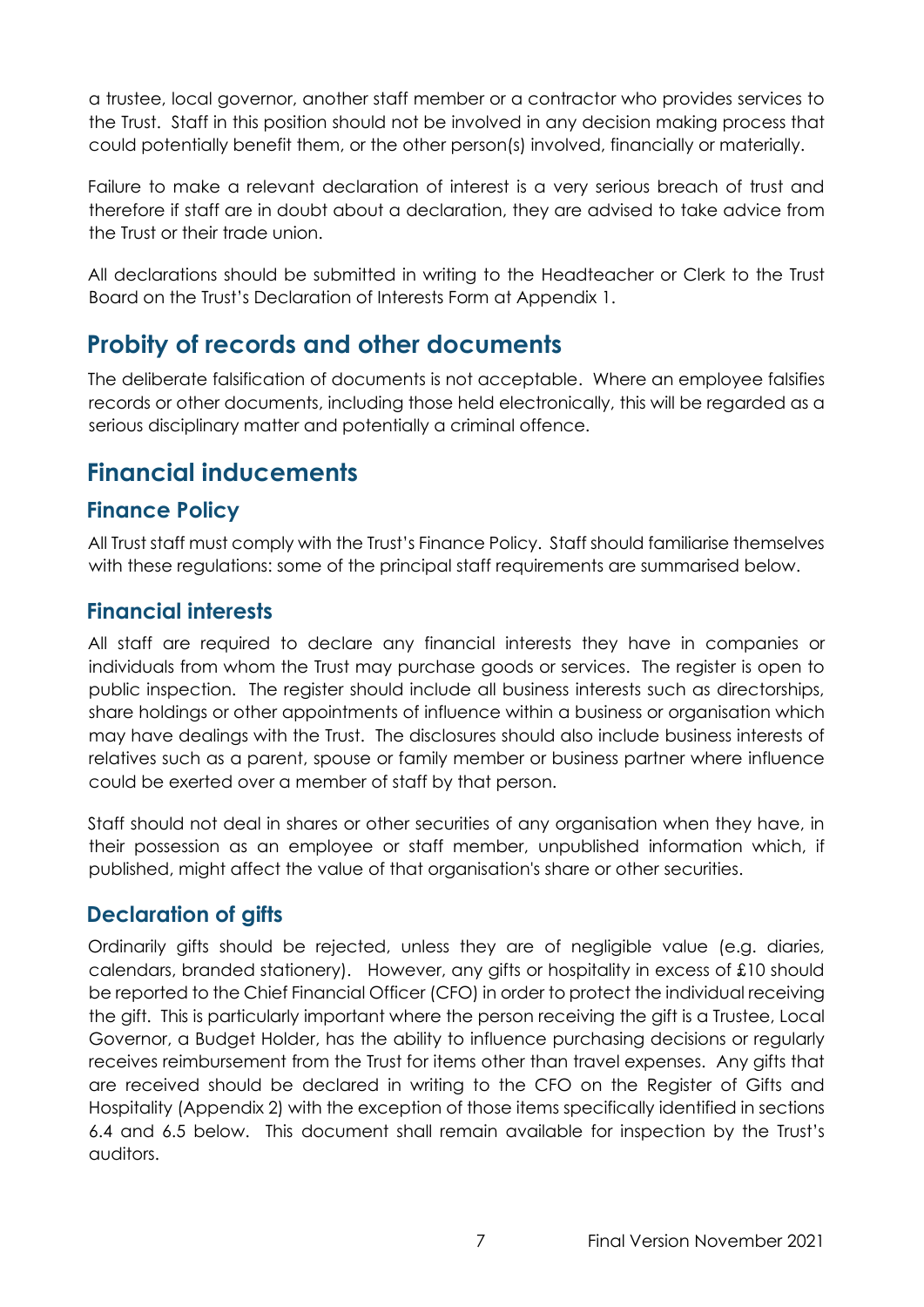a trustee, local governor, another staff member or a contractor who provides services to the Trust. Staff in this position should not be involved in any decision making process that could potentially benefit them, or the other person(s) involved, financially or materially.

Failure to make a relevant declaration of interest is a very serious breach of trust and therefore if staff are in doubt about a declaration, they are advised to take advice from the Trust or their trade union.

All declarations should be submitted in writing to the Headteacher or Clerk to the Trust Board on the Trust's Declaration of Interests Form at Appendix 1.

## Probity of records and other documents

The deliberate falsification of documents is not acceptable. Where an employee falsifies records or other documents, including those held electronically, this will be regarded as a serious disciplinary matter and potentially a criminal offence.

## Financial inducements

### Finance Policy

All Trust staff must comply with the Trust's Finance Policy. Staff should familiarise themselves with these regulations: some of the principal staff requirements are summarised below.

### Financial interests

All staff are required to declare any financial interests they have in companies or individuals from whom the Trust may purchase goods or services. The register is open to public inspection. The register should include all business interests such as directorships, share holdings or other appointments of influence within a business or organisation which may have dealings with the Trust. The disclosures should also include business interests of relatives such as a parent, spouse or family member or business partner where influence could be exerted over a member of staff by that person.

Staff should not deal in shares or other securities of any organisation when they have, in their possession as an employee or staff member, unpublished information which, if published, might affect the value of that organisation's share or other securities.

### Declaration of gifts

Ordinarily gifts should be rejected, unless they are of negligible value (e.g. diaries, calendars, branded stationery). However, any gifts or hospitality in excess of £10 should be reported to the Chief Financial Officer (CFO) in order to protect the individual receiving the gift. This is particularly important where the person receiving the gift is a Trustee, Local Governor, a Budget Holder, has the ability to influence purchasing decisions or regularly receives reimbursement from the Trust for items other than travel expenses. Any gifts that are received should be declared in writing to the CFO on the Register of Gifts and Hospitality (Appendix 2) with the exception of those items specifically identified in sections 6.4 and 6.5 below. This document shall remain available for inspection by the Trust's auditors.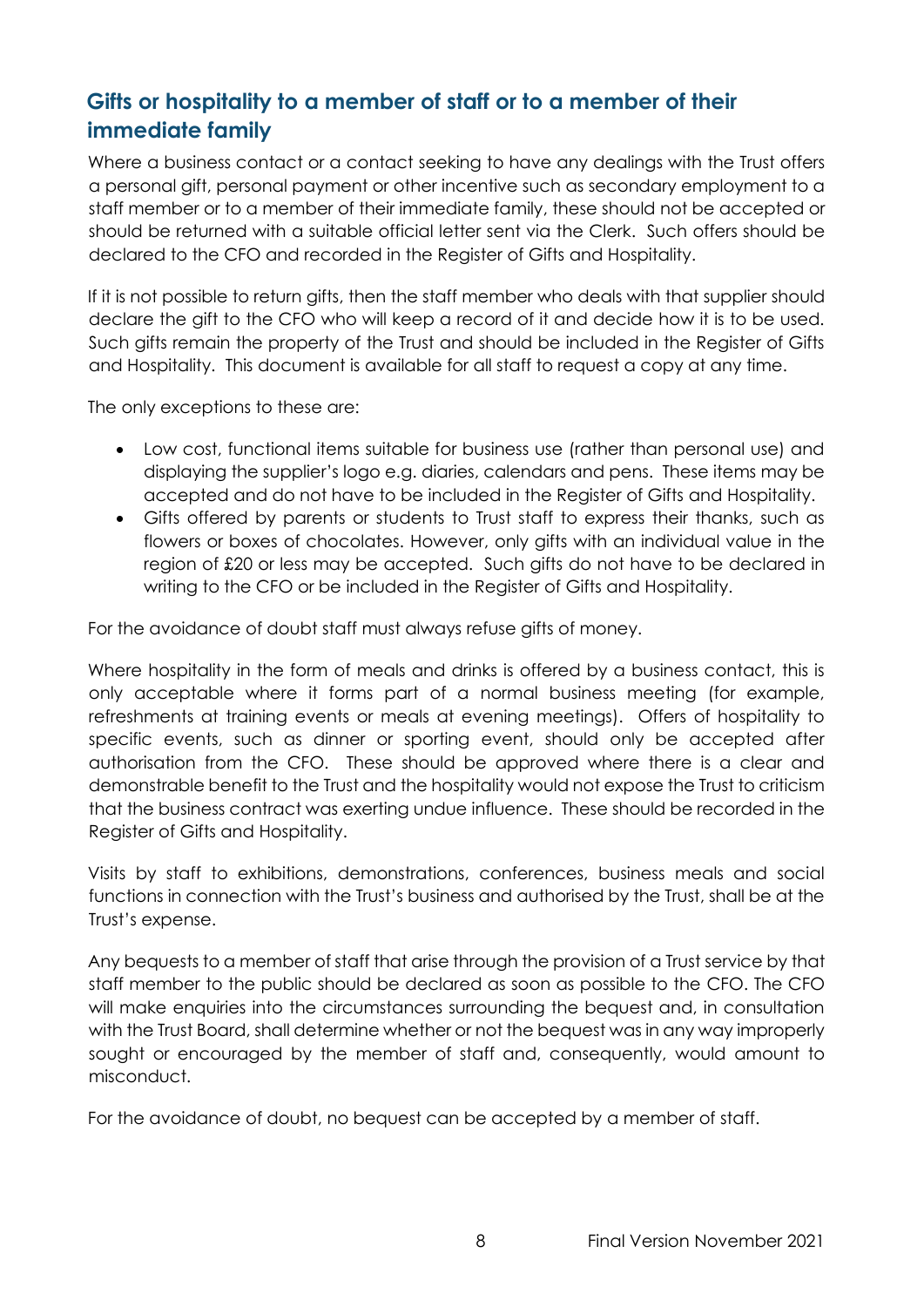## Gifts or hospitality to a member of staff or to a member of their immediate family

Where a business contact or a contact seeking to have any dealings with the Trust offers a personal gift, personal payment or other incentive such as secondary employment to a staff member or to a member of their immediate family, these should not be accepted or should be returned with a suitable official letter sent via the Clerk. Such offers should be declared to the CFO and recorded in the Register of Gifts and Hospitality.

If it is not possible to return gifts, then the staff member who deals with that supplier should declare the gift to the CFO who will keep a record of it and decide how it is to be used. Such gifts remain the property of the Trust and should be included in the Register of Gifts and Hospitality. This document is available for all staff to request a copy at any time.

The only exceptions to these are:

- Low cost, functional items suitable for business use (rather than personal use) and displaying the supplier's logo e.g. diaries, calendars and pens. These items may be accepted and do not have to be included in the Register of Gifts and Hospitality.
- Gifts offered by parents or students to Trust staff to express their thanks, such as flowers or boxes of chocolates. However, only gifts with an individual value in the region of £20 or less may be accepted. Such gifts do not have to be declared in writing to the CFO or be included in the Register of Gifts and Hospitality.

For the avoidance of doubt staff must always refuse gifts of money.

Where hospitality in the form of meals and drinks is offered by a business contact, this is only acceptable where it forms part of a normal business meeting (for example, refreshments at training events or meals at evening meetings). Offers of hospitality to specific events, such as dinner or sporting event, should only be accepted after authorisation from the CFO. These should be approved where there is a clear and demonstrable benefit to the Trust and the hospitality would not expose the Trust to criticism that the business contract was exerting undue influence. These should be recorded in the Register of Gifts and Hospitality.

Visits by staff to exhibitions, demonstrations, conferences, business meals and social functions in connection with the Trust's business and authorised by the Trust, shall be at the Trust's expense.

Any bequests to a member of staff that arise through the provision of a Trust service by that staff member to the public should be declared as soon as possible to the CFO. The CFO will make enquiries into the circumstances surrounding the bequest and, in consultation with the Trust Board, shall determine whether or not the bequest was in any way improperly sought or encouraged by the member of staff and, consequently, would amount to misconduct.

For the avoidance of doubt, no bequest can be accepted by a member of staff.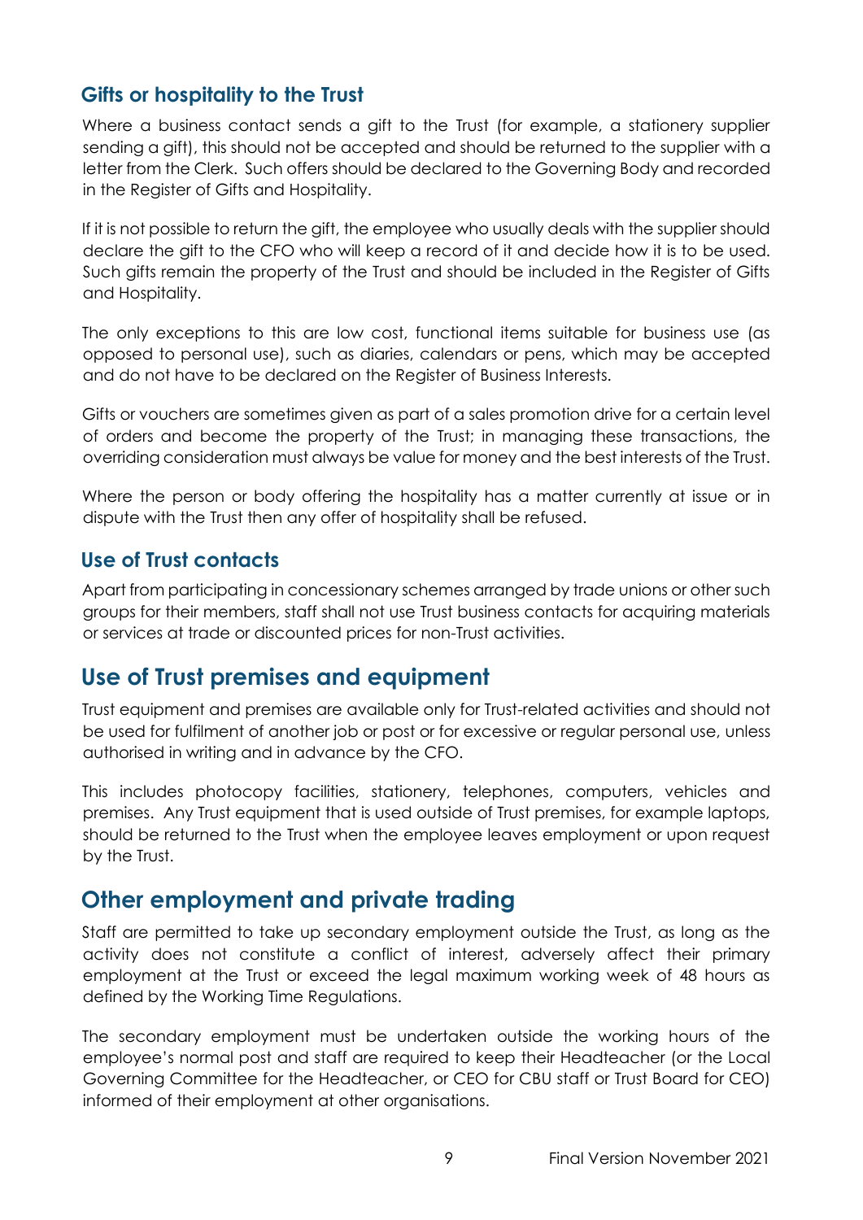### Gifts or hospitality to the Trust

Where a business contact sends a gift to the Trust (for example, a stationery supplier sending a gift), this should not be accepted and should be returned to the supplier with a letter from the Clerk. Such offers should be declared to the Governing Body and recorded in the Register of Gifts and Hospitality.

If it is not possible to return the gift, the employee who usually deals with the supplier should declare the gift to the CFO who will keep a record of it and decide how it is to be used. Such gifts remain the property of the Trust and should be included in the Register of Gifts and Hospitality.

The only exceptions to this are low cost, functional items suitable for business use (as opposed to personal use), such as diaries, calendars or pens, which may be accepted and do not have to be declared on the Register of Business Interests.

Gifts or vouchers are sometimes given as part of a sales promotion drive for a certain level of orders and become the property of the Trust; in managing these transactions, the overriding consideration must always be value for money and the best interests of the Trust.

Where the person or body offering the hospitality has a matter currently at issue or in dispute with the Trust then any offer of hospitality shall be refused.

### Use of Trust contacts

Apart from participating in concessionary schemes arranged by trade unions or other such groups for their members, staff shall not use Trust business contacts for acquiring materials or services at trade or discounted prices for non-Trust activities.

## Use of Trust premises and equipment

Trust equipment and premises are available only for Trust-related activities and should not be used for fulfilment of another job or post or for excessive or regular personal use, unless authorised in writing and in advance by the CFO.

This includes photocopy facilities, stationery, telephones, computers, vehicles and premises. Any Trust equipment that is used outside of Trust premises, for example laptops, should be returned to the Trust when the employee leaves employment or upon request by the Trust.

## Other employment and private trading

Staff are permitted to take up secondary employment outside the Trust, as long as the activity does not constitute a conflict of interest, adversely affect their primary employment at the Trust or exceed the legal maximum working week of 48 hours as defined by the Working Time Regulations.

The secondary employment must be undertaken outside the working hours of the employee's normal post and staff are required to keep their Headteacher (or the Local Governing Committee for the Headteacher, or CEO for CBU staff or Trust Board for CEO) informed of their employment at other organisations.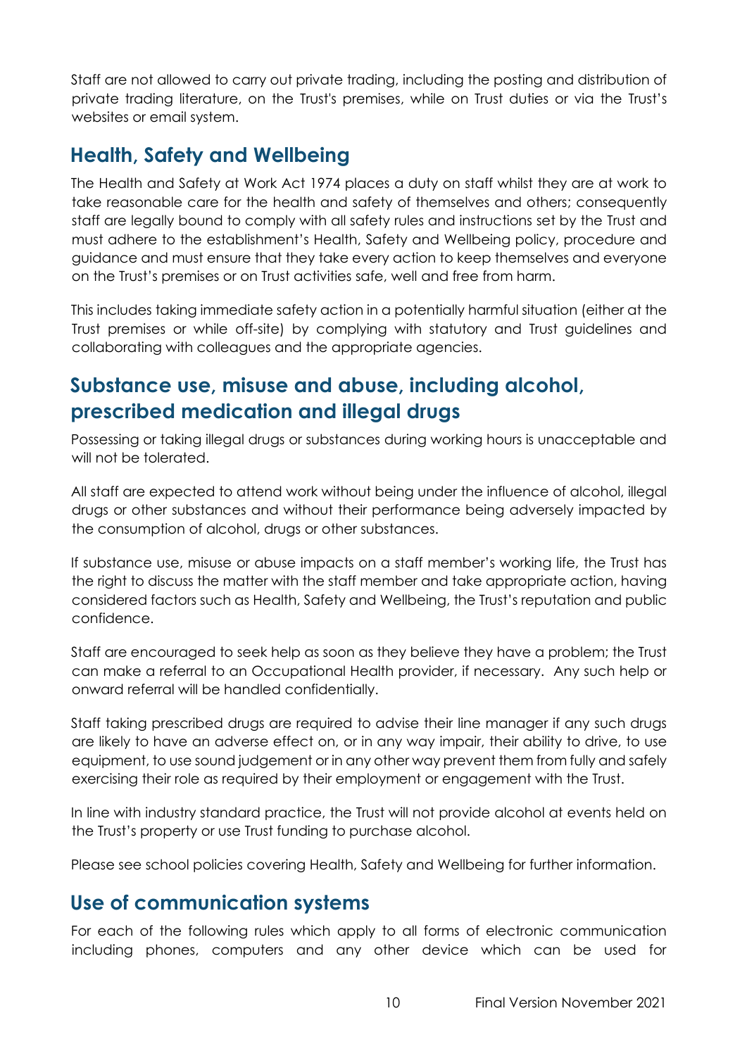Staff are not allowed to carry out private trading, including the posting and distribution of private trading literature, on the Trust's premises, while on Trust duties or via the Trust's websites or email system.

## Health, Safety and Wellbeing

The Health and Safety at Work Act 1974 places a duty on staff whilst they are at work to take reasonable care for the health and safety of themselves and others; consequently staff are legally bound to comply with all safety rules and instructions set by the Trust and must adhere to the establishment's Health, Safety and Wellbeing policy, procedure and guidance and must ensure that they take every action to keep themselves and everyone on the Trust's premises or on Trust activities safe, well and free from harm.

This includes taking immediate safety action in a potentially harmful situation (either at the Trust premises or while off-site) by complying with statutory and Trust guidelines and collaborating with colleagues and the appropriate agencies.

## Substance use, misuse and abuse, including alcohol, prescribed medication and illegal drugs

Possessing or taking illegal drugs or substances during working hours is unacceptable and will not be tolerated.

All staff are expected to attend work without being under the influence of alcohol, illegal drugs or other substances and without their performance being adversely impacted by the consumption of alcohol, drugs or other substances.

If substance use, misuse or abuse impacts on a staff member's working life, the Trust has the right to discuss the matter with the staff member and take appropriate action, having considered factors such as Health, Safety and Wellbeing, the Trust's reputation and public confidence.

Staff are encouraged to seek help as soon as they believe they have a problem; the Trust can make a referral to an Occupational Health provider, if necessary. Any such help or onward referral will be handled confidentially.

Staff taking prescribed drugs are required to advise their line manager if any such drugs are likely to have an adverse effect on, or in any way impair, their ability to drive, to use equipment, to use sound judgement or in any other way prevent them from fully and safely exercising their role as required by their employment or engagement with the Trust.

In line with industry standard practice, the Trust will not provide alcohol at events held on the Trust's property or use Trust funding to purchase alcohol.

Please see school policies covering Health, Safety and Wellbeing for further information.

## Use of communication systems

For each of the following rules which apply to all forms of electronic communication including phones, computers and any other device which can be used for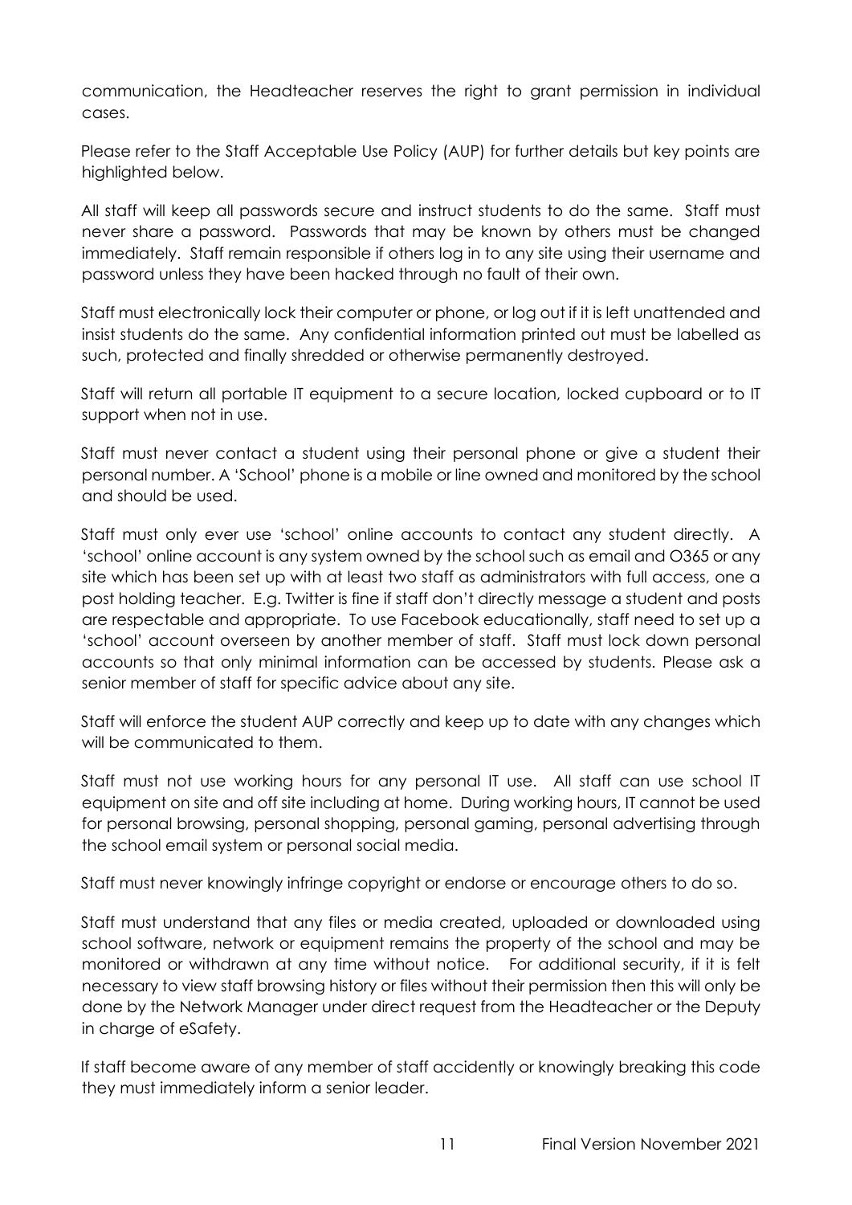communication, the Headteacher reserves the right to grant permission in individual cases.

Please refer to the Staff Acceptable Use Policy (AUP) for further details but key points are highlighted below.

All staff will keep all passwords secure and instruct students to do the same. Staff must never share a password. Passwords that may be known by others must be changed immediately. Staff remain responsible if others log in to any site using their username and password unless they have been hacked through no fault of their own.

Staff must electronically lock their computer or phone, or log out if it is left unattended and insist students do the same. Any confidential information printed out must be labelled as such, protected and finally shredded or otherwise permanently destroyed.

Staff will return all portable IT equipment to a secure location, locked cupboard or to IT support when not in use.

Staff must never contact a student using their personal phone or give a student their personal number. A 'School' phone is a mobile or line owned and monitored by the school and should be used.

Staff must only ever use 'school' online accounts to contact any student directly. A 'school' online account is any system owned by the school such as email and O365 or any site which has been set up with at least two staff as administrators with full access, one a post holding teacher. E.g. Twitter is fine if staff don't directly message a student and posts are respectable and appropriate. To use Facebook educationally, staff need to set up a 'school' account overseen by another member of staff. Staff must lock down personal accounts so that only minimal information can be accessed by students. Please ask a senior member of staff for specific advice about any site.

Staff will enforce the student AUP correctly and keep up to date with any changes which will be communicated to them.

Staff must not use working hours for any personal IT use. All staff can use school IT equipment on site and off site including at home. During working hours, IT cannot be used for personal browsing, personal shopping, personal gaming, personal advertising through the school email system or personal social media.

Staff must never knowingly infringe copyright or endorse or encourage others to do so.

Staff must understand that any files or media created, uploaded or downloaded using school software, network or equipment remains the property of the school and may be monitored or withdrawn at any time without notice. For additional security, if it is felt necessary to view staff browsing history or files without their permission then this will only be done by the Network Manager under direct request from the Headteacher or the Deputy in charge of eSafety.

If staff become aware of any member of staff accidently or knowingly breaking this code they must immediately inform a senior leader.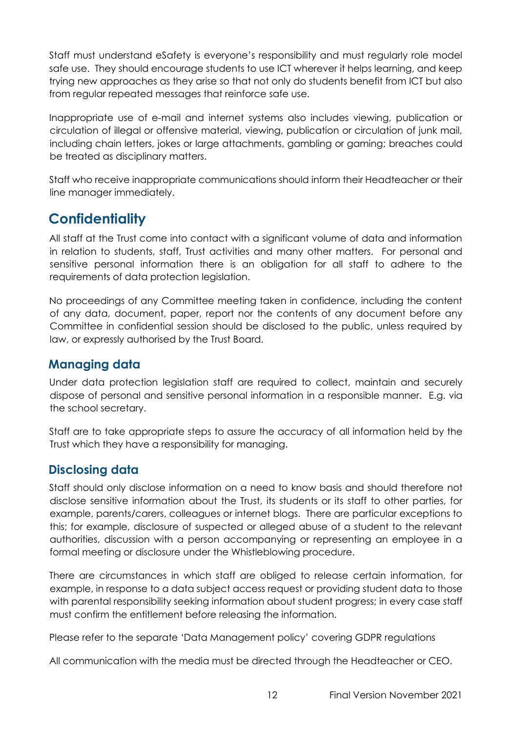Staff must understand eSafety is everyone's responsibility and must regularly role model safe use. They should encourage students to use ICT wherever it helps learning, and keep trying new approaches as they arise so that not only do students benefit from ICT but also from regular repeated messages that reinforce safe use.

Inappropriate use of e-mail and internet systems also includes viewing, publication or circulation of illegal or offensive material, viewing, publication or circulation of junk mail, including chain letters, jokes or large attachments, gambling or gaming; breaches could be treated as disciplinary matters.

Staff who receive inappropriate communications should inform their Headteacher or their line manager immediately.

# Confidentiality

All staff at the Trust come into contact with a significant volume of data and information in relation to students, staff, Trust activities and many other matters. For personal and sensitive personal information there is an obligation for all staff to adhere to the requirements of data protection legislation.

No proceedings of any Committee meeting taken in confidence, including the content of any data, document, paper, report nor the contents of any document before any Committee in confidential session should be disclosed to the public, unless required by law, or expressly authorised by the Trust Board.

## Managing data

Under data protection legislation staff are required to collect, maintain and securely dispose of personal and sensitive personal information in a responsible manner. E.g. via the school secretary.

Staff are to take appropriate steps to assure the accuracy of all information held by the Trust which they have a responsibility for managing.

## Disclosing data

Staff should only disclose information on a need to know basis and should therefore not disclose sensitive information about the Trust, its students or its staff to other parties, for example, parents/carers, colleagues or internet blogs. There are particular exceptions to this; for example, disclosure of suspected or alleged abuse of a student to the relevant authorities, discussion with a person accompanying or representing an employee in a formal meeting or disclosure under the Whistleblowing procedure.

There are circumstances in which staff are obliged to release certain information, for example, in response to a data subject access request or providing student data to those with parental responsibility seeking information about student progress; in every case staff must confirm the entitlement before releasing the information.

Please refer to the separate 'Data Management policy' covering GDPR regulations

All communication with the media must be directed through the Headteacher or CEO.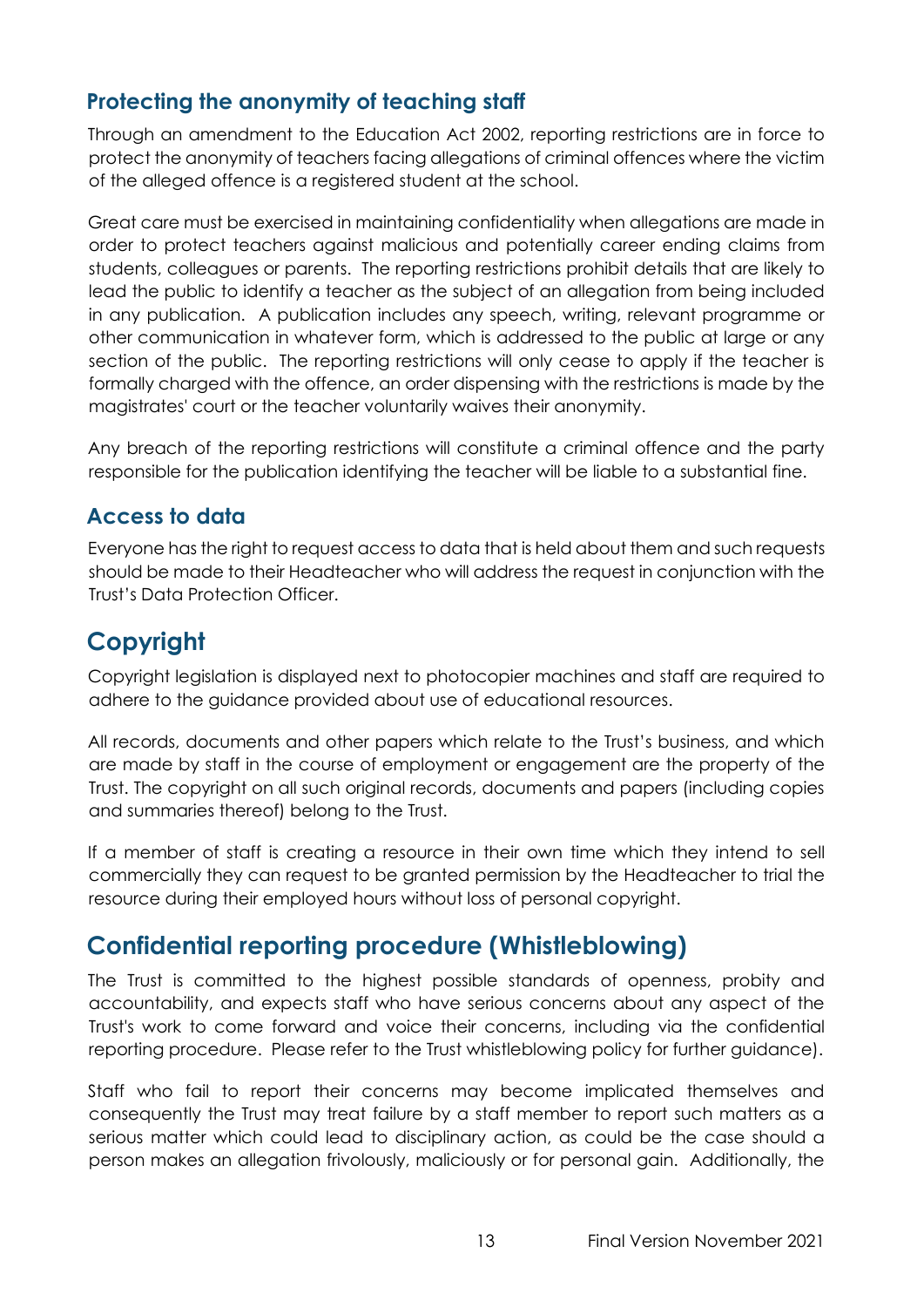### Protecting the anonymity of teaching staff

Through an amendment to the Education Act 2002, reporting restrictions are in force to protect the anonymity of teachers facing allegations of criminal offences where the victim of the alleged offence is a registered student at the school.

Great care must be exercised in maintaining confidentiality when allegations are made in order to protect teachers against malicious and potentially career ending claims from students, colleagues or parents. The reporting restrictions prohibit details that are likely to lead the public to identify a teacher as the subject of an allegation from being included in any publication. A publication includes any speech, writing, relevant programme or other communication in whatever form, which is addressed to the public at large or any section of the public. The reporting restrictions will only cease to apply if the teacher is formally charged with the offence, an order dispensing with the restrictions is made by the magistrates' court or the teacher voluntarily waives their anonymity.

Any breach of the reporting restrictions will constitute a criminal offence and the party responsible for the publication identifying the teacher will be liable to a substantial fine.

### Access to data

Everyone has the right to request access to data that is held about them and such requests should be made to their Headteacher who will address the request in conjunction with the Trust's Data Protection Officer.

## Copyright

Copyright legislation is displayed next to photocopier machines and staff are required to adhere to the guidance provided about use of educational resources.

All records, documents and other papers which relate to the Trust's business, and which are made by staff in the course of employment or engagement are the property of the Trust. The copyright on all such original records, documents and papers (including copies and summaries thereof) belong to the Trust.

If a member of staff is creating a resource in their own time which they intend to sell commercially they can request to be granted permission by the Headteacher to trial the resource during their employed hours without loss of personal copyright.

## Confidential reporting procedure (Whistleblowing)

The Trust is committed to the highest possible standards of openness, probity and accountability, and expects staff who have serious concerns about any aspect of the Trust's work to come forward and voice their concerns, including via the confidential reporting procedure. Please refer to the Trust whistleblowing policy for further guidance).

Staff who fail to report their concerns may become implicated themselves and consequently the Trust may treat failure by a staff member to report such matters as a serious matter which could lead to disciplinary action, as could be the case should a person makes an allegation frivolously, maliciously or for personal gain. Additionally, the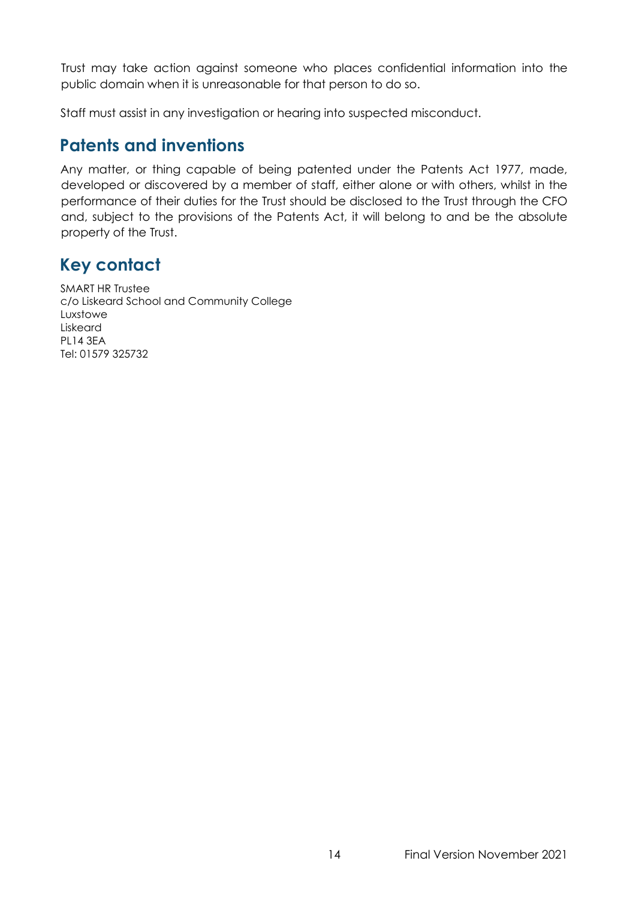Trust may take action against someone who places confidential information into the public domain when it is unreasonable for that person to do so.

Staff must assist in any investigation or hearing into suspected misconduct.

## Patents and inventions

Any matter, or thing capable of being patented under the Patents Act 1977, made, developed or discovered by a member of staff, either alone or with others, whilst in the performance of their duties for the Trust should be disclosed to the Trust through the CFO and, subject to the provisions of the Patents Act, it will belong to and be the absolute property of the Trust.

## Key contact

SMART HR Trustee
c/o Liskeard School and Community College
Luxstowe
Liskeard
PL14 3EA
Tel: 01579 325732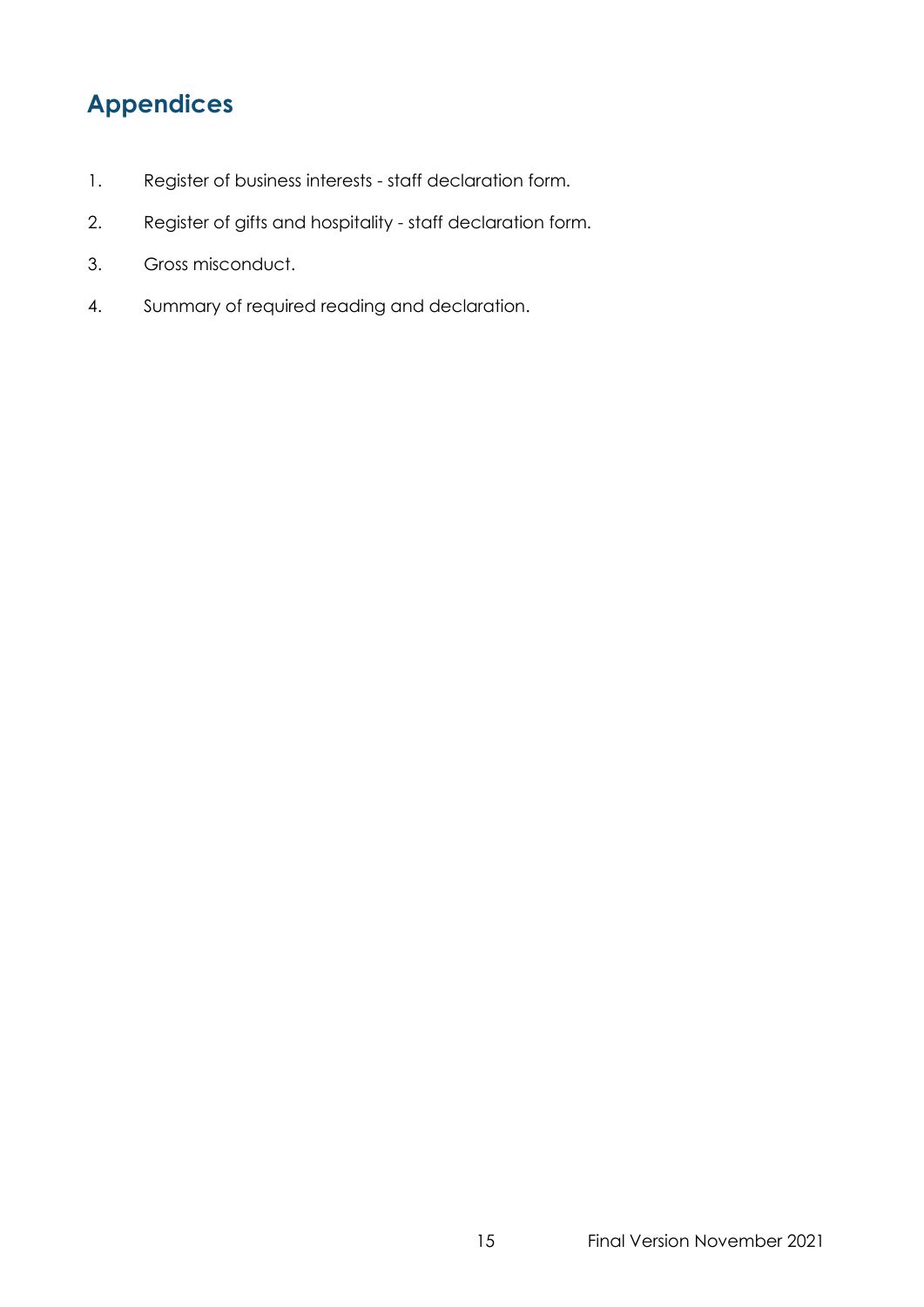## Appendices

1. Register of business interests - staff declaration form.
2. Register of gifts and hospitality - staff declaration form.
3. Gross misconduct.
4. Summary of required reading and declaration.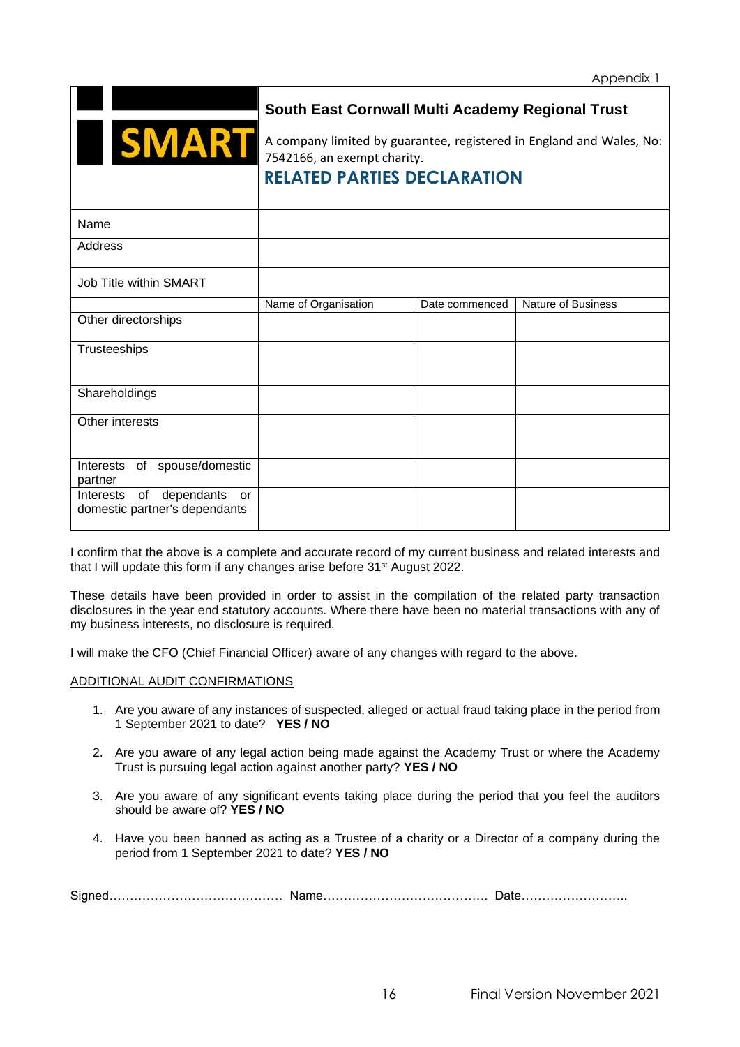Appendix 1

| SMART | **South East Cornwall Multi Academy Regional Trust**<br>A company limited by guarantee, registered in England and Wales, No: 7542166, an exempt charity.<br>**RELATED PARTIES DECLARATION** | | |
|---|---|---|---|
| Name | | | |
| Address | | | |
| Job Title within SMART | | | |
| | Name of Organisation | Date commenced | Nature of Business |
| Other directorships | | | |
| Trusteeships | | | |
| Shareholdings | | | |
| Other interests | | | |
| Interests of spouse/domestic partner | | | |
| Interests of dependants or domestic partner's dependants | | | |

I confirm that the above is a complete and accurate record of my current business and related interests and that I will update this form if any changes arise before 31st August 2022.

These details have been provided in order to assist in the compilation of the related party transaction disclosures in the year end statutory accounts. Where there have been no material transactions with any of my business interests, no disclosure is required.

I will make the CFO (Chief Financial Officer) aware of any changes with regard to the above.

ADDITIONAL AUDIT CONFIRMATIONS

1. Are you aware of any instances of suspected, alleged or actual fraud taking place in the period from 1 September 2021 to date? **YES / NO**
2. Are you aware of any legal action being made against the Academy Trust or where the Academy Trust is pursuing legal action against another party? **YES / NO**
3. Are you aware of any significant events taking place during the period that you feel the auditors should be aware of? **YES / NO**
4. Have you been banned as acting as a Trustee of a charity or a Director of a company during the period from 1 September 2021 to date? **YES / NO**

Signed…………………………………… Name…………………………………. Date……………………..

Final Version November 2021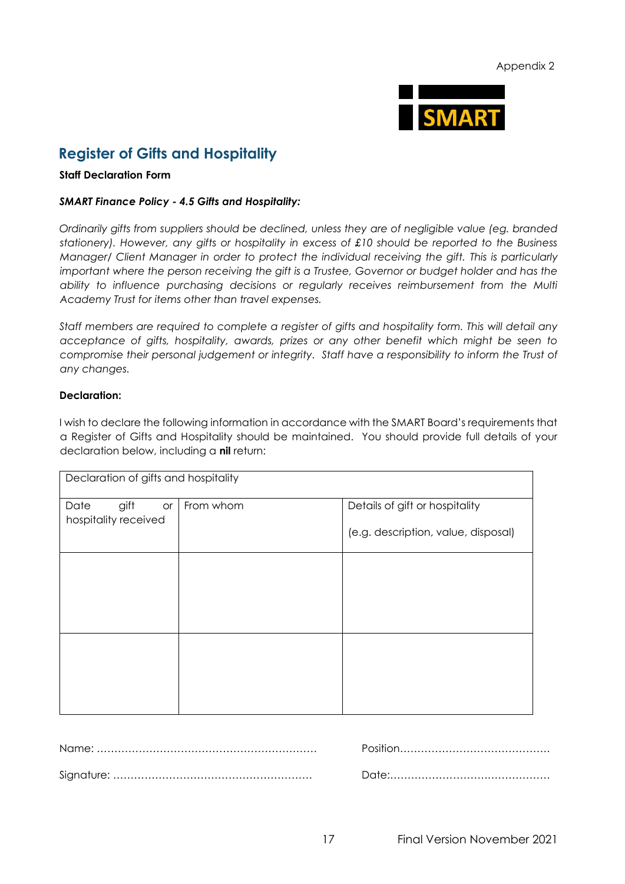Appendix 2

SMART

## Register of Gifts and Hospitality

**Staff Declaration Form**

***SMART Finance Policy - 4.5 Gifts and Hospitality:***

*Ordinarily gifts from suppliers should be declined, unless they are of negligible value (eg. branded stationery). However, any gifts or hospitality in excess of £10 should be reported to the Business Manager/ Client Manager in order to protect the individual receiving the gift. This is particularly important where the person receiving the gift is a Trustee, Governor or budget holder and has the ability to influence purchasing decisions or regularly receives reimbursement from the Multi Academy Trust for items other than travel expenses.*

*Staff members are required to complete a register of gifts and hospitality form. This will detail any acceptance of gifts, hospitality, awards, prizes or any other benefit which might be seen to compromise their personal judgement or integrity. Staff have a responsibility to inform the Trust of any changes.*

**Declaration:**

I wish to declare the following information in accordance with the SMART Board's requirements that a Register of Gifts and Hospitality should be maintained. You should provide full details of your declaration below, including a **nil** return:

| Declaration of gifts and hospitality | | |
|---|---|---|
| Date gift or hospitality received | From whom | Details of gift or hospitality<br><br>(e.g. description, value, disposal) |
| | | |
| | | |

Name: ……………………………………………………… Position……………………………………

Signature: ………………………………………………… Date:………………………………………

Final Version November 2021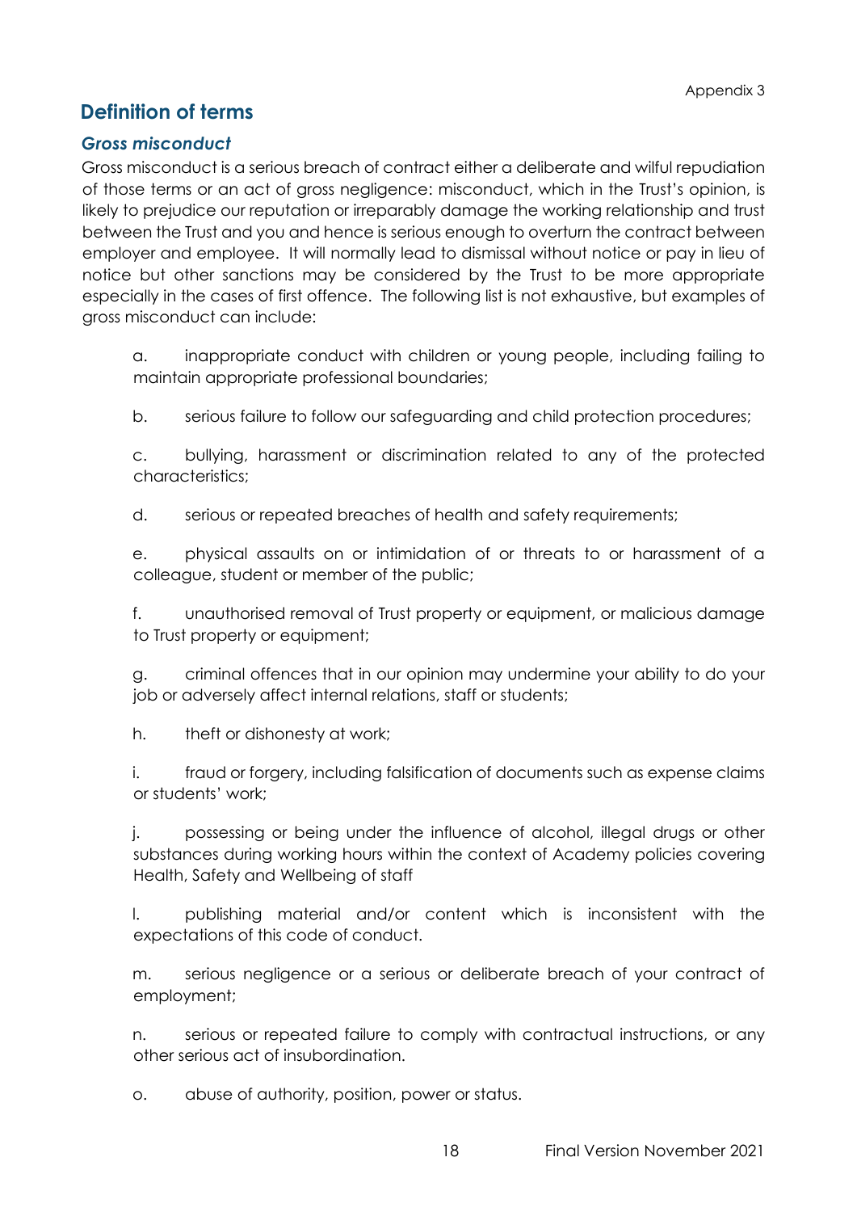Appendix 3

## Definition of terms

### *Gross misconduct*

Gross misconduct is a serious breach of contract either a deliberate and wilful repudiation of those terms or an act of gross negligence: misconduct, which in the Trust's opinion, is likely to prejudice our reputation or irreparably damage the working relationship and trust between the Trust and you and hence is serious enough to overturn the contract between employer and employee. It will normally lead to dismissal without notice or pay in lieu of notice but other sanctions may be considered by the Trust to be more appropriate especially in the cases of first offence. The following list is not exhaustive, but examples of gross misconduct can include:

a. inappropriate conduct with children or young people, including failing to maintain appropriate professional boundaries;

b. serious failure to follow our safeguarding and child protection procedures;

c. bullying, harassment or discrimination related to any of the protected characteristics;

d. serious or repeated breaches of health and safety requirements;

e. physical assaults on or intimidation of or threats to or harassment of a colleague, student or member of the public;

f. unauthorised removal of Trust property or equipment, or malicious damage to Trust property or equipment;

g. criminal offences that in our opinion may undermine your ability to do your job or adversely affect internal relations, staff or students;

h. theft or dishonesty at work;

i. fraud or forgery, including falsification of documents such as expense claims or students' work;

j. possessing or being under the influence of alcohol, illegal drugs or other substances during working hours within the context of Academy policies covering Health, Safety and Wellbeing of staff

l. publishing material and/or content which is inconsistent with the expectations of this code of conduct.

m. serious negligence or a serious or deliberate breach of your contract of employment;

n. serious or repeated failure to comply with contractual instructions, or any other serious act of insubordination.

o. abuse of authority, position, power or status.

Final Version November 2021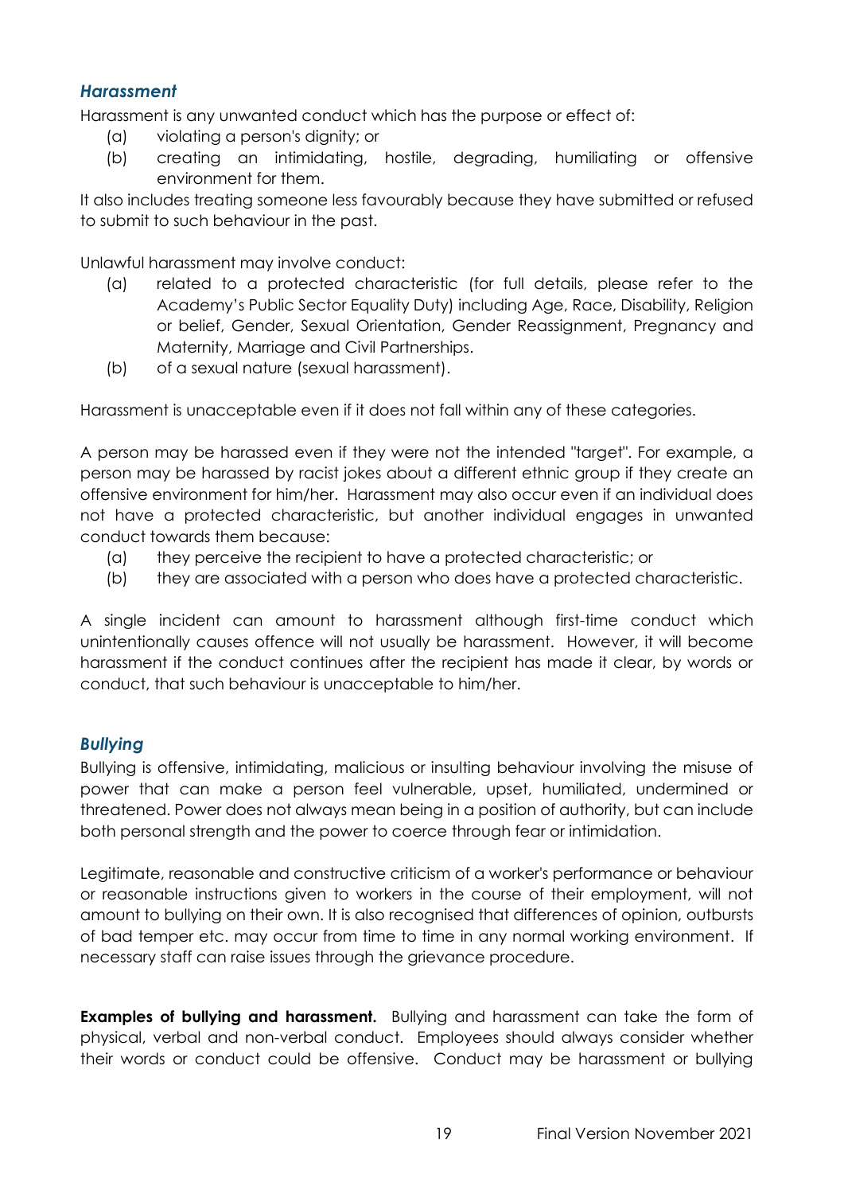### *Harassment*

Harassment is any unwanted conduct which has the purpose or effect of:

(a) violating a person's dignity; or

(b) creating an intimidating, hostile, degrading, humiliating or offensive environment for them.

It also includes treating someone less favourably because they have submitted or refused to submit to such behaviour in the past.

Unlawful harassment may involve conduct:

(a) related to a protected characteristic (for full details, please refer to the Academy's Public Sector Equality Duty) including Age, Race, Disability, Religion or belief, Gender, Sexual Orientation, Gender Reassignment, Pregnancy and Maternity, Marriage and Civil Partnerships.

(b) of a sexual nature (sexual harassment).

Harassment is unacceptable even if it does not fall within any of these categories.

A person may be harassed even if they were not the intended "target". For example, a person may be harassed by racist jokes about a different ethnic group if they create an offensive environment for him/her. Harassment may also occur even if an individual does not have a protected characteristic, but another individual engages in unwanted conduct towards them because:

(a) they perceive the recipient to have a protected characteristic; or

(b) they are associated with a person who does have a protected characteristic.

A single incident can amount to harassment although first-time conduct which unintentionally causes offence will not usually be harassment. However, it will become harassment if the conduct continues after the recipient has made it clear, by words or conduct, that such behaviour is unacceptable to him/her.

### *Bullying*

Bullying is offensive, intimidating, malicious or insulting behaviour involving the misuse of power that can make a person feel vulnerable, upset, humiliated, undermined or threatened. Power does not always mean being in a position of authority, but can include both personal strength and the power to coerce through fear or intimidation.

Legitimate, reasonable and constructive criticism of a worker's performance or behaviour or reasonable instructions given to workers in the course of their employment, will not amount to bullying on their own. It is also recognised that differences of opinion, outbursts of bad temper etc. may occur from time to time in any normal working environment. If necessary staff can raise issues through the grievance procedure.

**Examples of bullying and harassment.** Bullying and harassment can take the form of physical, verbal and non-verbal conduct. Employees should always consider whether their words or conduct could be offensive. Conduct may be harassment or bullying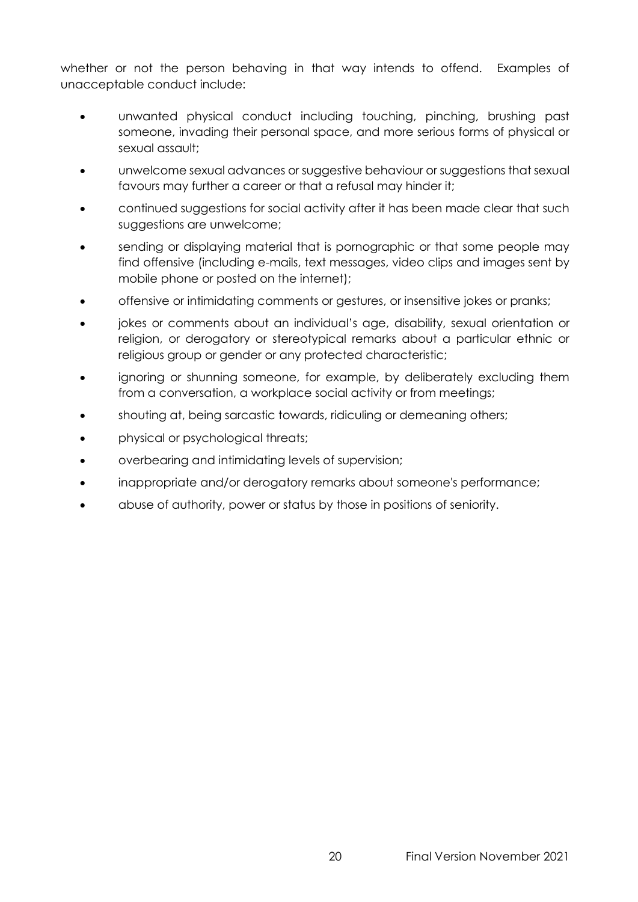whether or not the person behaving in that way intends to offend. Examples of unacceptable conduct include:

- unwanted physical conduct including touching, pinching, brushing past someone, invading their personal space, and more serious forms of physical or sexual assault;
- unwelcome sexual advances or suggestive behaviour or suggestions that sexual favours may further a career or that a refusal may hinder it;
- continued suggestions for social activity after it has been made clear that such suggestions are unwelcome;
- sending or displaying material that is pornographic or that some people may find offensive (including e-mails, text messages, video clips and images sent by mobile phone or posted on the internet);
- offensive or intimidating comments or gestures, or insensitive jokes or pranks;
- jokes or comments about an individual's age, disability, sexual orientation or religion, or derogatory or stereotypical remarks about a particular ethnic or religious group or gender or any protected characteristic;
- ignoring or shunning someone, for example, by deliberately excluding them from a conversation, a workplace social activity or from meetings;
- shouting at, being sarcastic towards, ridiculing or demeaning others;
- physical or psychological threats;
- overbearing and intimidating levels of supervision;
- inappropriate and/or derogatory remarks about someone's performance;
- abuse of authority, power or status by those in positions of seniority.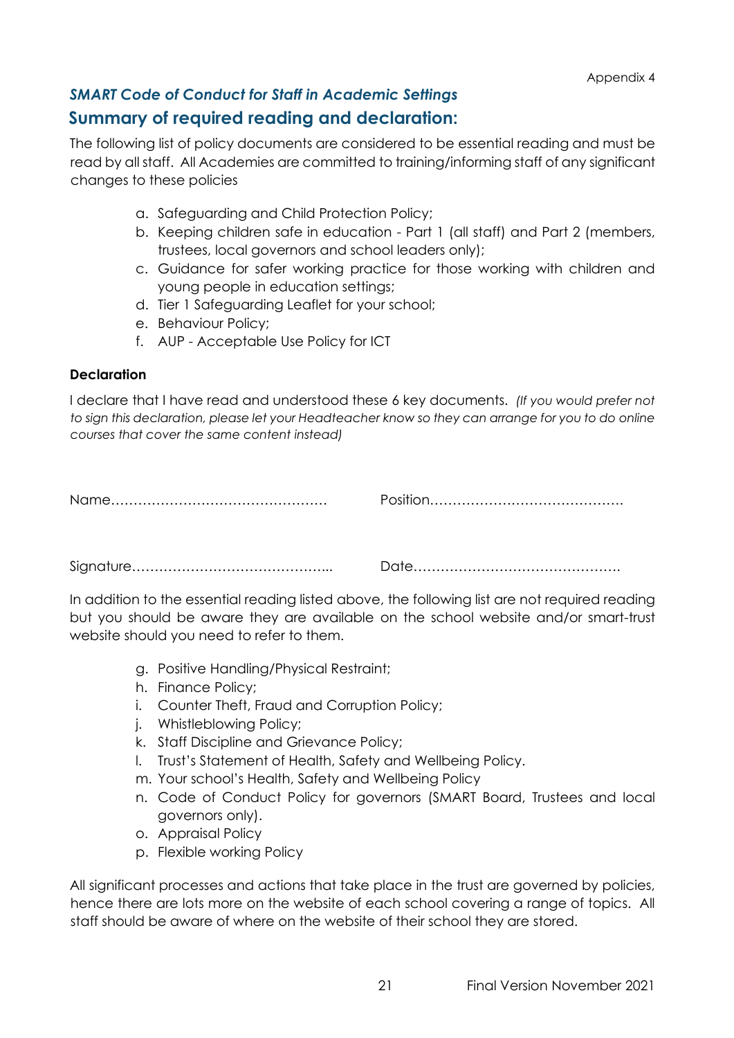Appendix 4

*SMART Code of Conduct for Staff in Academic Settings*

## Summary of required reading and declaration:

The following list of policy documents are considered to be essential reading and must be read by all staff. All Academies are committed to training/informing staff of any significant changes to these policies

a. Safeguarding and Child Protection Policy;
b. Keeping children safe in education - Part 1 (all staff) and Part 2 (members, trustees, local governors and school leaders only);
c. Guidance for safer working practice for those working with children and young people in education settings;
d. Tier 1 Safeguarding Leaflet for your school;
e. Behaviour Policy;
f. AUP - Acceptable Use Policy for ICT

**Declaration**

I declare that I have read and understood these 6 key documents. *(If you would prefer not to sign this declaration, please let your Headteacher know so they can arrange for you to do online courses that cover the same content instead)*

Name………………………………………… Position…………………………………….

Signature…………………………………….. Date……………………………………….

In addition to the essential reading listed above, the following list are not required reading but you should be aware they are available on the school website and/or smart-trust website should you need to refer to them.

g. Positive Handling/Physical Restraint;
h. Finance Policy;
i. Counter Theft, Fraud and Corruption Policy;
j. Whistleblowing Policy;
k. Staff Discipline and Grievance Policy;
l. Trust's Statement of Health, Safety and Wellbeing Policy.
m. Your school's Health, Safety and Wellbeing Policy
n. Code of Conduct Policy for governors (SMART Board, Trustees and local governors only).
o. Appraisal Policy
p. Flexible working Policy

All significant processes and actions that take place in the trust are governed by policies, hence there are lots more on the website of each school covering a range of topics. All staff should be aware of where on the website of their school they are stored.

Final Version November 2021